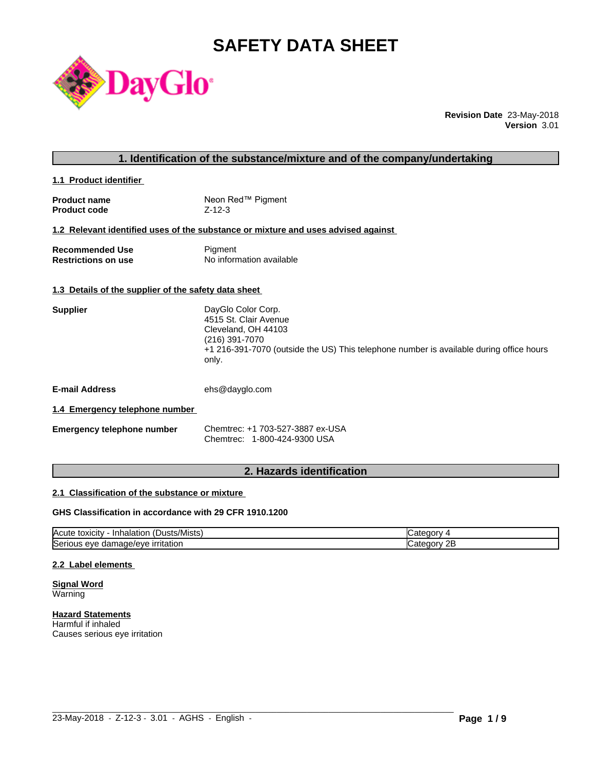# SAFETY DATA SHEET

**Revision Date** 23-May-2018
**Version** 3.01

## 1. Identification of the substance/mixture and of the company/undertaking

### 1.1 Product identifier

| | |
|---|---|
| **Product name** | Neon Red™ Pigment |
| **Product code** | Z-12-3 |

### 1.2 Relevant identified uses of the substance or mixture and uses advised against

| | |
|---|---|
| **Recommended Use** | Pigment |
| **Restrictions on use** | No information available |

### 1.3 Details of the supplier of the safety data sheet

**Supplier**
DayGlo Color Corp.
4515 St. Clair Avenue
Cleveland, OH 44103
(216) 391-7070
+1 216-391-7070 (outside the US) This telephone number is available during office hours only.

**E-mail Address** ehs@dayglo.com

### 1.4 Emergency telephone number

**Emergency telephone number**
Chemtrec: +1 703-527-3887 ex-USA
Chemtrec: 1-800-424-9300 USA

## 2. Hazards identification

### 2.1 Classification of the substance or mixture

**GHS Classification in accordance with 29 CFR 1910.1200**

| | |
|---|---|
| Acute toxicity - Inhalation (Dusts/Mists) | Category 4 |
| Serious eye damage/eye irritation | Category 2B |

### 2.2 Label elements

**Signal Word**
Warning

**Hazard Statements**
Harmful if inhaled
Causes serious eye irritation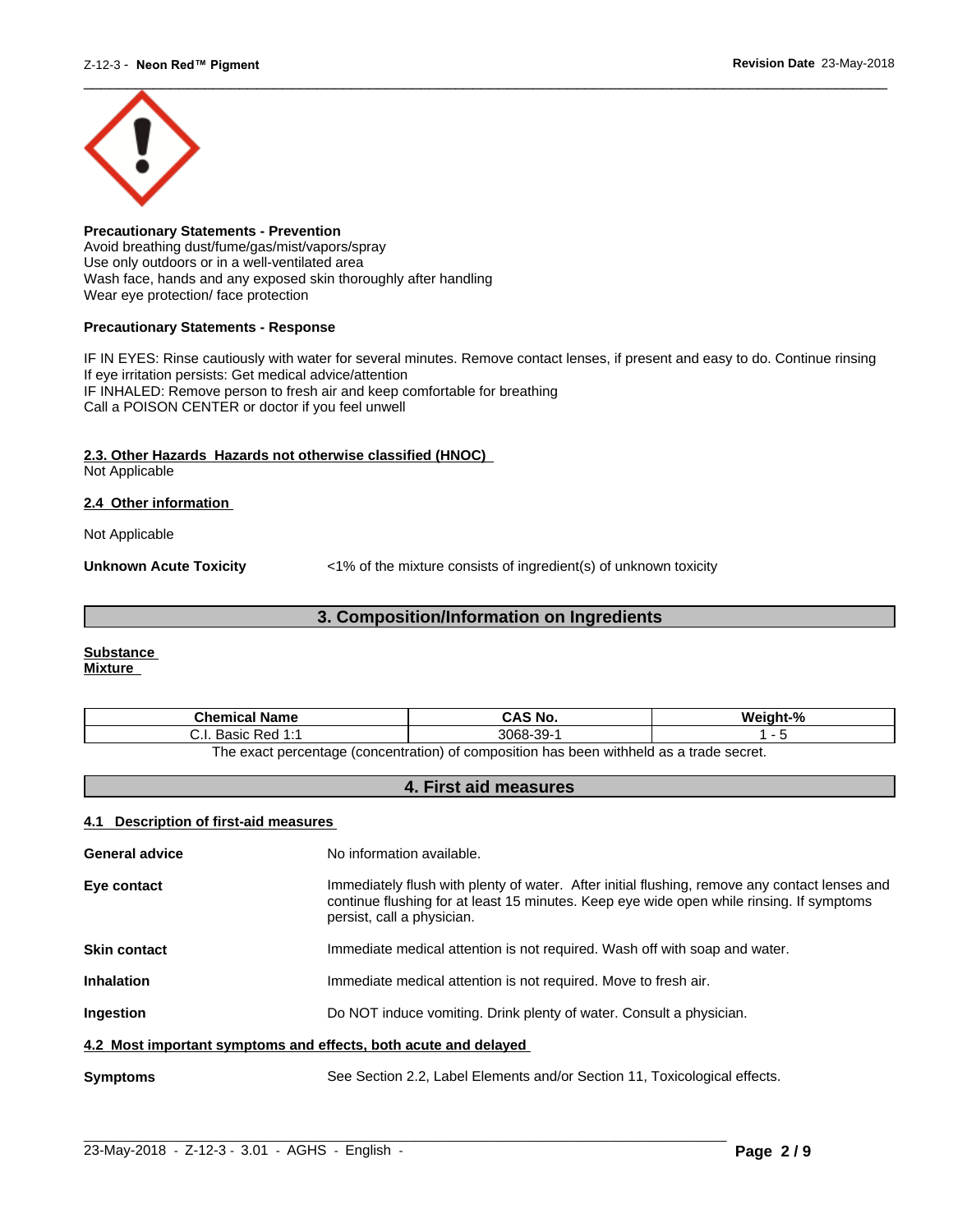**Precautionary Statements - Prevention**
Avoid breathing dust/fume/gas/mist/vapors/spray
Use only outdoors or in a well-ventilated area
Wash face, hands and any exposed skin thoroughly after handling
Wear eye protection/ face protection

**Precautionary Statements - Response**

IF IN EYES: Rinse cautiously with water for several minutes. Remove contact lenses, if present and easy to do. Continue rinsing
If eye irritation persists: Get medical advice/attention
IF INHALED: Remove person to fresh air and keep comfortable for breathing
Call a POISON CENTER or doctor if you feel unwell

**2.3. Other Hazards Hazards not otherwise classified (HNOC)**
Not Applicable

**2.4 Other information**

Not Applicable

**Unknown Acute Toxicity** <1% of the mixture consists of ingredient(s) of unknown toxicity

## 3. Composition/Information on Ingredients

**Substance**
**Mixture**

| Chemical Name | CAS No. | Weight-% |
|---|---|---|
| C.I. Basic Red 1:1 | 3068-39-1 | 1 - 5 |

The exact percentage (concentration) of composition has been withheld as a trade secret.

## 4. First aid measures

**4.1 Description of first-aid measures**

**General advice** No information available.

**Eye contact** Immediately flush with plenty of water. After initial flushing, remove any contact lenses and continue flushing for at least 15 minutes. Keep eye wide open while rinsing. If symptoms persist, call a physician.

**Skin contact** Immediate medical attention is not required. Wash off with soap and water.

**Inhalation** Immediate medical attention is not required. Move to fresh air.

**Ingestion** Do NOT induce vomiting. Drink plenty of water. Consult a physician.

**4.2 Most important symptoms and effects, both acute and delayed**

**Symptoms** See Section 2.2, Label Elements and/or Section 11, Toxicological effects.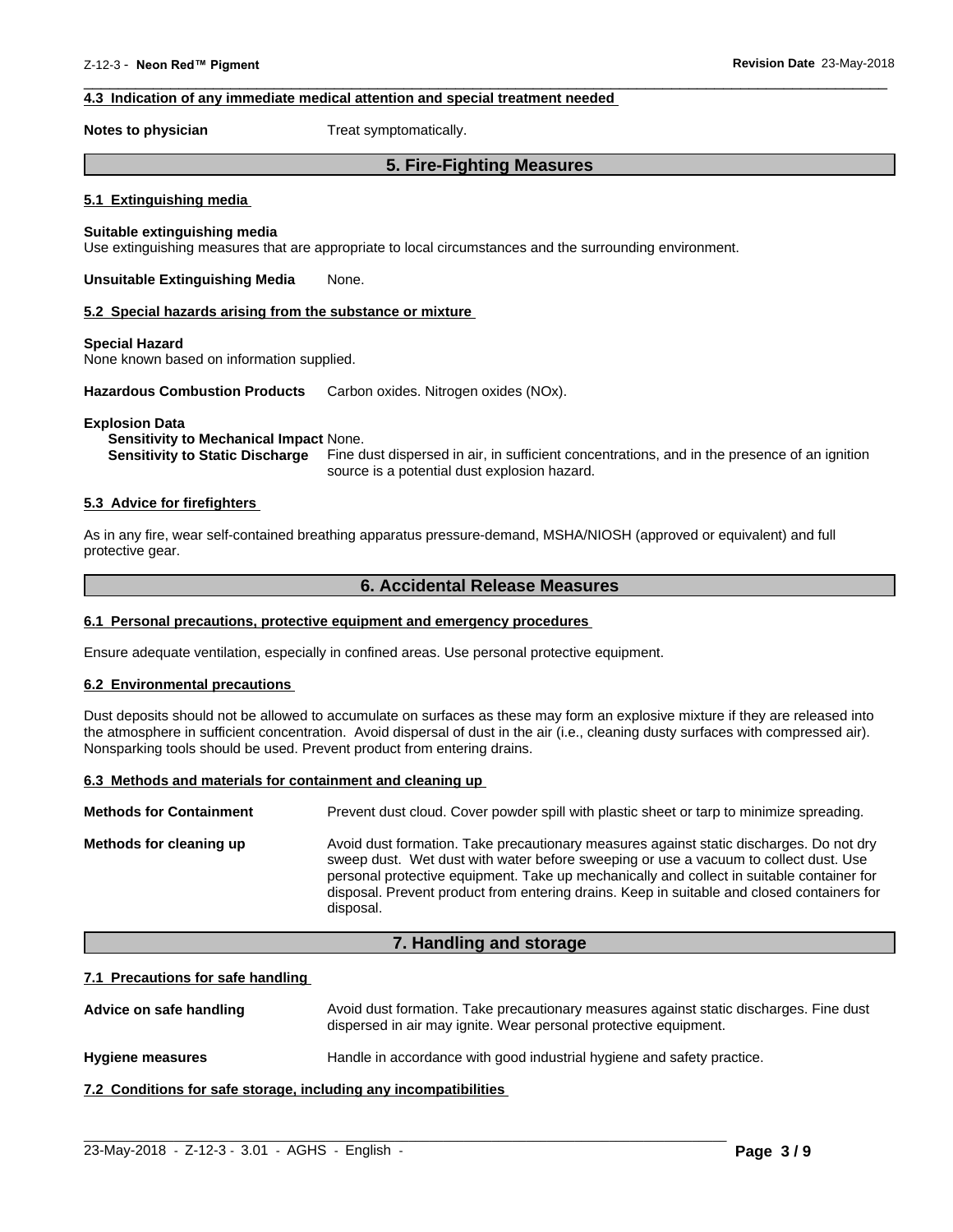#### 4.3 Indication of any immediate medical attention and special treatment needed

**Notes to physician** Treat symptomatically.

## 5. Fire-Fighting Measures

#### 5.1 Extinguishing media

**Suitable extinguishing media**
Use extinguishing measures that are appropriate to local circumstances and the surrounding environment.

**Unsuitable Extinguishing Media** None.

#### 5.2 Special hazards arising from the substance or mixture

**Special Hazard**
None known based on information supplied.

**Hazardous Combustion Products** Carbon oxides. Nitrogen oxides (NOx).

**Explosion Data**
**Sensitivity to Mechanical Impact** None.
**Sensitivity to Static Discharge** Fine dust dispersed in air, in sufficient concentrations, and in the presence of an ignition source is a potential dust explosion hazard.

#### 5.3 Advice for firefighters

As in any fire, wear self-contained breathing apparatus pressure-demand, MSHA/NIOSH (approved or equivalent) and full protective gear.

## 6. Accidental Release Measures

#### 6.1 Personal precautions, protective equipment and emergency procedures

Ensure adequate ventilation, especially in confined areas. Use personal protective equipment.

#### 6.2 Environmental precautions

Dust deposits should not be allowed to accumulate on surfaces as these may form an explosive mixture if they are released into the atmosphere in sufficient concentration. Avoid dispersal of dust in the air (i.e., cleaning dusty surfaces with compressed air). Nonsparking tools should be used. Prevent product from entering drains.

#### 6.3 Methods and materials for containment and cleaning up

**Methods for Containment** Prevent dust cloud. Cover powder spill with plastic sheet or tarp to minimize spreading.

**Methods for cleaning up** Avoid dust formation. Take precautionary measures against static discharges. Do not dry sweep dust. Wet dust with water before sweeping or use a vacuum to collect dust. Use personal protective equipment. Take up mechanically and collect in suitable container for disposal. Prevent product from entering drains. Keep in suitable and closed containers for disposal.

## 7. Handling and storage

#### 7.1 Precautions for safe handling

**Advice on safe handling** Avoid dust formation. Take precautionary measures against static discharges. Fine dust dispersed in air may ignite. Wear personal protective equipment.

**Hygiene measures** Handle in accordance with good industrial hygiene and safety practice.

#### 7.2 Conditions for safe storage, including any incompatibilities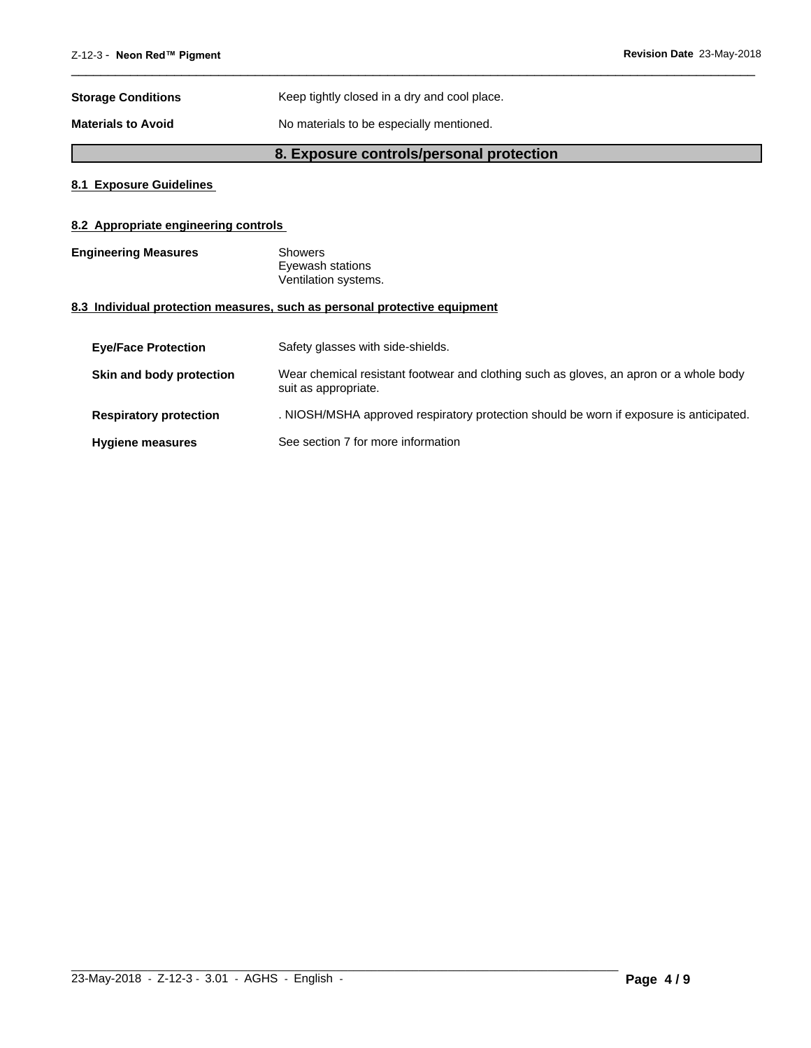**Storage Conditions** Keep tightly closed in a dry and cool place.

**Materials to Avoid** No materials to be especially mentioned.

## 8. Exposure controls/personal protection

### 8.1 Exposure Guidelines

### 8.2 Appropriate engineering controls

**Engineering Measures** Showers
Eyewash stations
Ventilation systems.

### 8.3 Individual protection measures, such as personal protective equipment

**Eye/Face Protection** Safety glasses with side-shields.

**Skin and body protection** Wear chemical resistant footwear and clothing such as gloves, an apron or a whole body suit as appropriate.

**Respiratory protection** . NIOSH/MSHA approved respiratory protection should be worn if exposure is anticipated.

**Hygiene measures** See section 7 for more information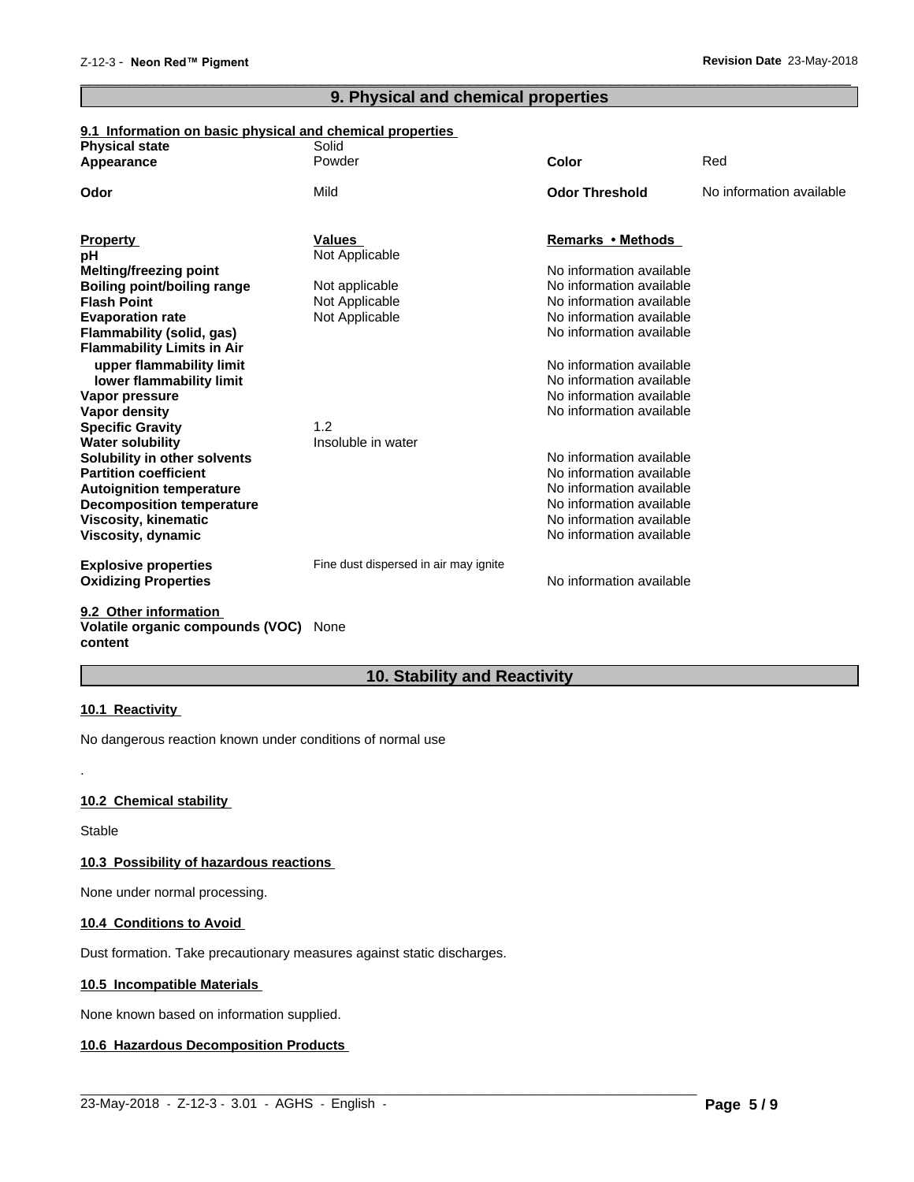## 9. Physical and chemical properties

### 9.1 Information on basic physical and chemical properties

| | | | |
|---|---|---|---|
| **Physical state** | Solid | | |
| **Appearance** | Powder | **Color** | Red |
| **Odor** | Mild | **Odor Threshold** | No information available |

| **Property** | **Values** | **Remarks • Methods** |
|---|---|---|
| **pH** | Not Applicable | |
| **Melting/freezing point** | | No information available |
| **Boiling point/boiling range** | Not applicable | No information available |
| **Flash Point** | Not Applicable | No information available |
| **Evaporation rate** | Not Applicable | No information available |
| **Flammability (solid, gas)** | | No information available |
| **Flammability Limits in Air** | | |
| **upper flammability limit** | | No information available |
| **lower flammability limit** | | No information available |
| **Vapor pressure** | | No information available |
| **Vapor density** | | No information available |
| **Specific Gravity** | 1.2 | |
| **Water solubility** | Insoluble in water | |
| **Solubility in other solvents** | | No information available |
| **Partition coefficient** | | No information available |
| **Autoignition temperature** | | No information available |
| **Decomposition temperature** | | No information available |
| **Viscosity, kinematic** | | No information available |
| **Viscosity, dynamic** | | No information available |
| **Explosive properties** | Fine dust dispersed in air may ignite | |
| **Oxidizing Properties** | | No information available |

### 9.2 Other information

**Volatile organic compounds (VOC) content** None

## 10. Stability and Reactivity

### 10.1 Reactivity

No dangerous reaction known under conditions of normal use

.

### 10.2 Chemical stability

Stable

### 10.3 Possibility of hazardous reactions

None under normal processing.

### 10.4 Conditions to Avoid

Dust formation. Take precautionary measures against static discharges.

### 10.5 Incompatible Materials

None known based on information supplied.

### 10.6 Hazardous Decomposition Products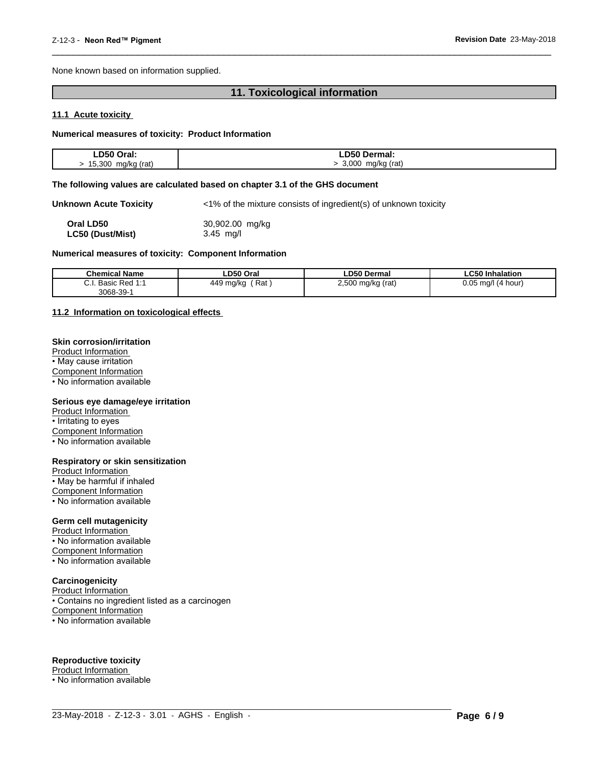None known based on information supplied.

## 11. Toxicological information

### 11.1 Acute toxicity

**Numerical measures of toxicity: Product Information**

| LD50 Oral: | LD50 Dermal: |
|---|---|
| > 15,300 mg/kg (rat) | > 3,000 mg/kg (rat) |

**The following values are calculated based on chapter 3.1 of the GHS document**

**Unknown Acute Toxicity** <1% of the mixture consists of ingredient(s) of unknown toxicity

**Oral LD50** 30,902.00 mg/kg
**LC50 (Dust/Mist)** 3.45 mg/l

**Numerical measures of toxicity: Component Information**

| Chemical Name | LD50 Oral | LD50 Dermal | LC50 Inhalation |
|---|---|---|---|
| C.I. Basic Red 1:1<br>3068-39-1 | 449 mg/kg ( Rat ) | 2,500 mg/kg (rat) | 0.05 mg/l (4 hour) |

### 11.2 Information on toxicological effects

**Skin corrosion/irritation**
Product Information
• May cause irritation
Component Information
• No information available

**Serious eye damage/eye irritation**
Product Information
• Irritating to eyes
Component Information
• No information available

**Respiratory or skin sensitization**
Product Information
• May be harmful if inhaled
Component Information
• No information available

**Germ cell mutagenicity**
Product Information
• No information available
Component Information
• No information available

**Carcinogenicity**
Product Information
• Contains no ingredient listed as a carcinogen
Component Information
• No information available

**Reproductive toxicity**
Product Information
• No information available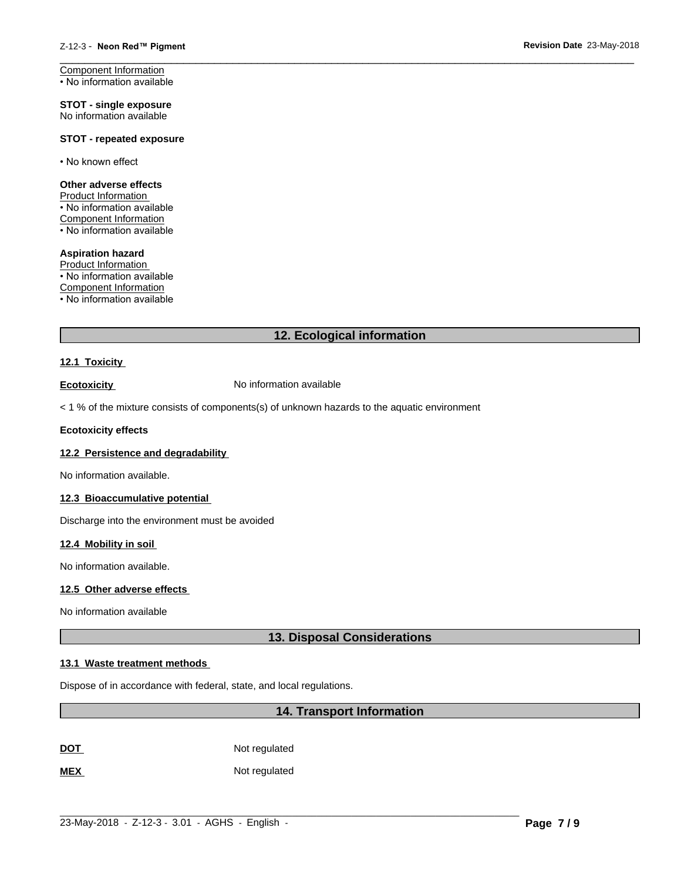Component Information
• No information available

**STOT - single exposure**
No information available

**STOT - repeated exposure**

• No known effect

**Other adverse effects**
Product Information
• No information available
Component Information
• No information available

**Aspiration hazard**
Product Information
• No information available
Component Information
• No information available

## 12. Ecological information

### 12.1 Toxicity

**Ecotoxicity** No information available

< 1 % of the mixture consists of components(s) of unknown hazards to the aquatic environment

**Ecotoxicity effects**

### 12.2 Persistence and degradability

No information available.

### 12.3 Bioaccumulative potential

Discharge into the environment must be avoided

### 12.4 Mobility in soil

No information available.

### 12.5 Other adverse effects

No information available

## 13. Disposal Considerations

### 13.1 Waste treatment methods

Dispose of in accordance with federal, state, and local regulations.

## 14. Transport Information

**DOT** Not regulated

**MEX** Not regulated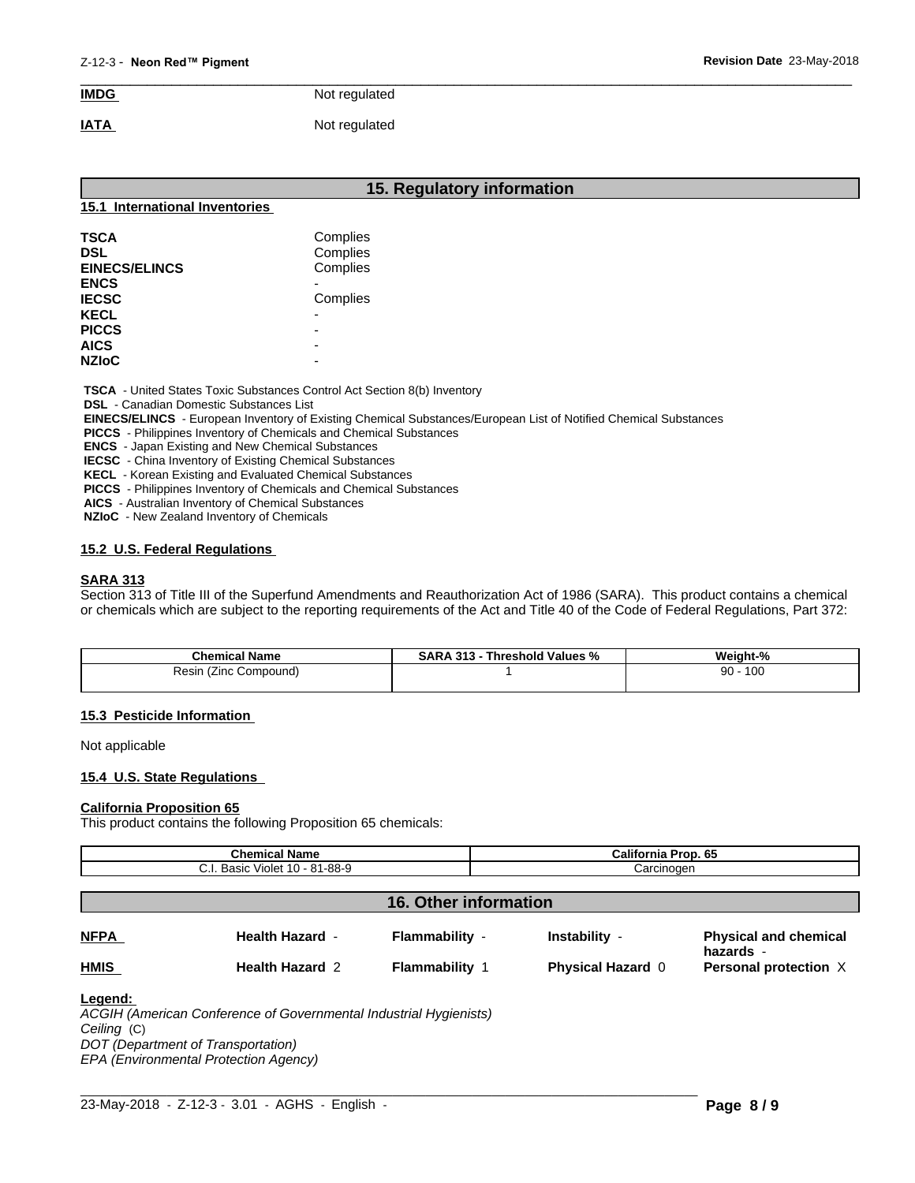**IMDG** Not regulated

**IATA** Not regulated

## 15. Regulatory information

### 15.1 International Inventories

| | |
|---|---|
| **TSCA** | Complies |
| **DSL** | Complies |
| **EINECS/ELINCS** | Complies |
| **ENCS** | - |
| **IECSC** | Complies |
| **KECL** | - |
| **PICCS** | - |
| **AICS** | - |
| **NZIoC** | - |

**TSCA** - United States Toxic Substances Control Act Section 8(b) Inventory
**DSL** - Canadian Domestic Substances List
**EINECS/ELINCS** - European Inventory of Existing Chemical Substances/European List of Notified Chemical Substances
**PICCS** - Philippines Inventory of Chemicals and Chemical Substances
**ENCS** - Japan Existing and New Chemical Substances
**IECSC** - China Inventory of Existing Chemical Substances
**KECL** - Korean Existing and Evaluated Chemical Substances
**PICCS** - Philippines Inventory of Chemicals and Chemical Substances
**AICS** - Australian Inventory of Chemical Substances
**NZIoC** - New Zealand Inventory of Chemicals

### 15.2 U.S. Federal Regulations

**SARA 313**
Section 313 of Title III of the Superfund Amendments and Reauthorization Act of 1986 (SARA). This product contains a chemical or chemicals which are subject to the reporting requirements of the Act and Title 40 of the Code of Federal Regulations, Part 372:

| Chemical Name | SARA 313 - Threshold Values % | Weight-% |
|---|---|---|
| Resin (Zinc Compound) | 1 | 90 - 100 |

### 15.3 Pesticide Information

Not applicable

### 15.4 U.S. State Regulations

**California Proposition 65**
This product contains the following Proposition 65 chemicals:

| Chemical Name | California Prop. 65 |
|---|---|
| C.I. Basic Violet 10 - 81-88-9 | Carcinogen |

## 16. Other information

| | | | | |
|---|---|---|---|---|
| **NFPA** | **Health Hazard** - | **Flammability** - | **Instability** - | **Physical and chemical hazards** - |
| **HMIS** | **Health Hazard** 2 | **Flammability** 1 | **Physical Hazard** 0 | **Personal protection** X |

**Legend:**
*ACGIH (American Conference of Governmental Industrial Hygienists)*
*Ceiling* (C)
*DOT (Department of Transportation)*
*EPA (Environmental Protection Agency)*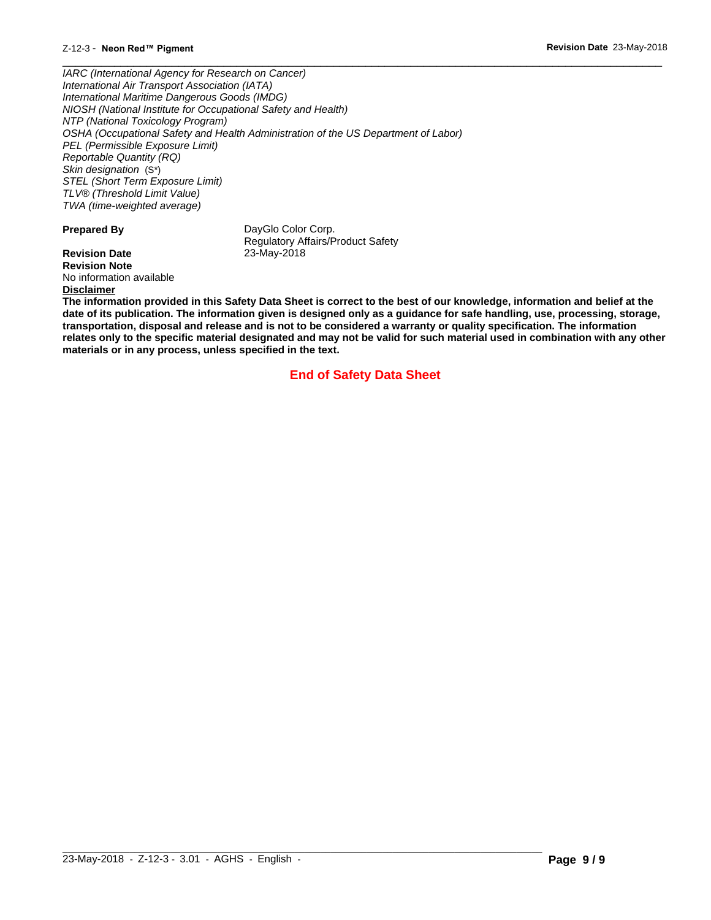*IARC (International Agency for Research on Cancer)*
*International Air Transport Association (IATA)*
*International Maritime Dangerous Goods (IMDG)*
*NIOSH (National Institute for Occupational Safety and Health)*
*NTP (National Toxicology Program)*
*OSHA (Occupational Safety and Health Administration of the US Department of Labor)*
*PEL (Permissible Exposure Limit)*
*Reportable Quantity (RQ)*
*Skin designation* (S*)
*STEL (Short Term Exposure Limit)*
*TLV® (Threshold Limit Value)*
*TWA (time-weighted average)*

**Prepared By** DayGlo Color Corp.
Regulatory Affairs/Product Safety

**Revision Date** 23-May-2018

**Revision Note**
No information available

**Disclaimer**

**The information provided in this Safety Data Sheet is correct to the best of our knowledge, information and belief at the date of its publication. The information given is designed only as a guidance for safe handling, use, processing, storage, transportation, disposal and release and is not to be considered a warranty or quality specification. The information relates only to the specific material designated and may not be valid for such material used in combination with any other materials or in any process, unless specified in the text.**

**End of Safety Data Sheet**